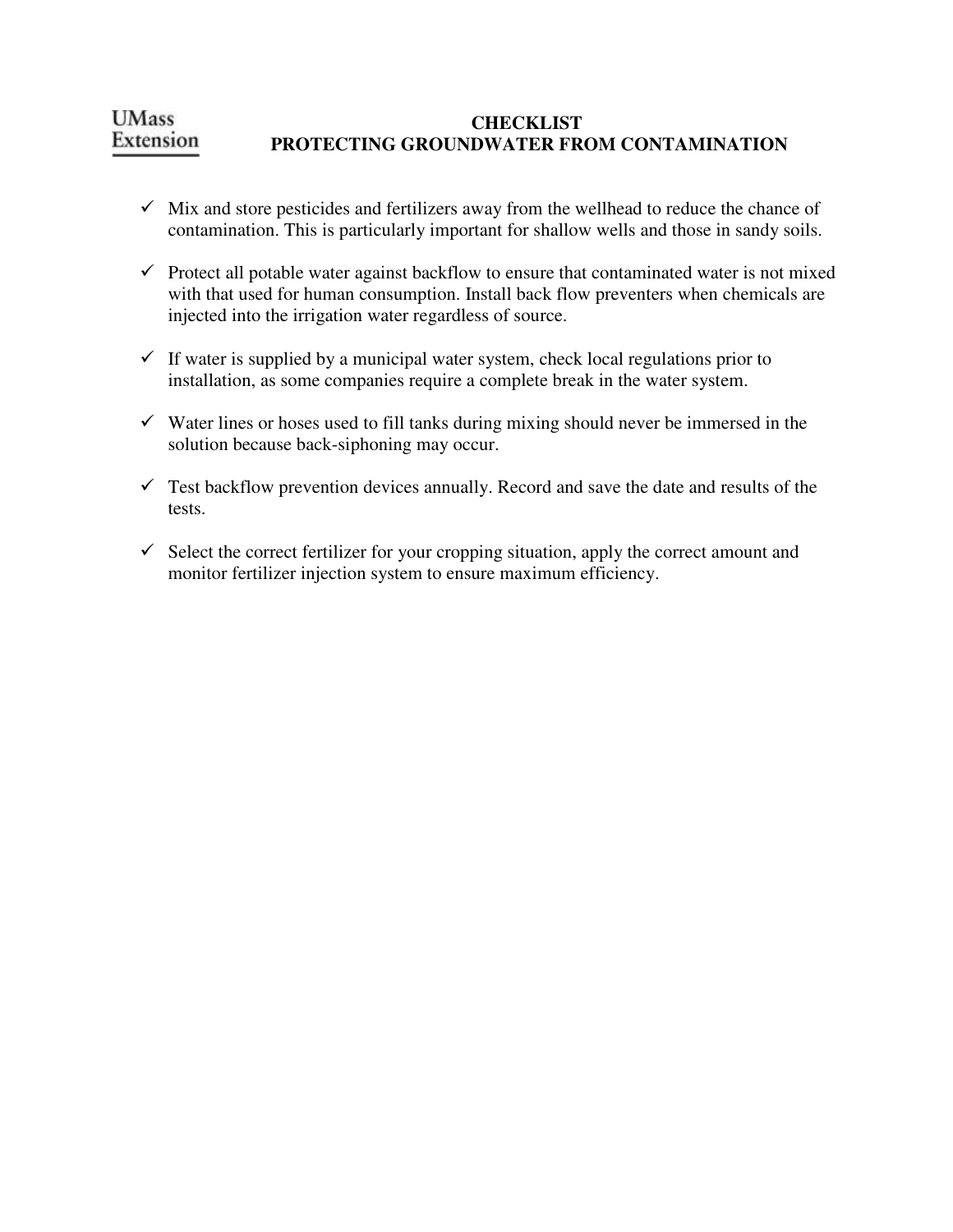UMass Extension

# CHECKLIST
# PROTECTING GROUNDWATER FROM CONTAMINATION

- ✓ Mix and store pesticides and fertilizers away from the wellhead to reduce the chance of contamination. This is particularly important for shallow wells and those in sandy soils.

- ✓ Protect all potable water against backflow to ensure that contaminated water is not mixed with that used for human consumption. Install back flow preventers when chemicals are injected into the irrigation water regardless of source.

- ✓ If water is supplied by a municipal water system, check local regulations prior to installation, as some companies require a complete break in the water system.

- ✓ Water lines or hoses used to fill tanks during mixing should never be immersed in the solution because back-siphoning may occur.

- ✓ Test backflow prevention devices annually. Record and save the date and results of the tests.

- ✓ Select the correct fertilizer for your cropping situation, apply the correct amount and monitor fertilizer injection system to ensure maximum efficiency.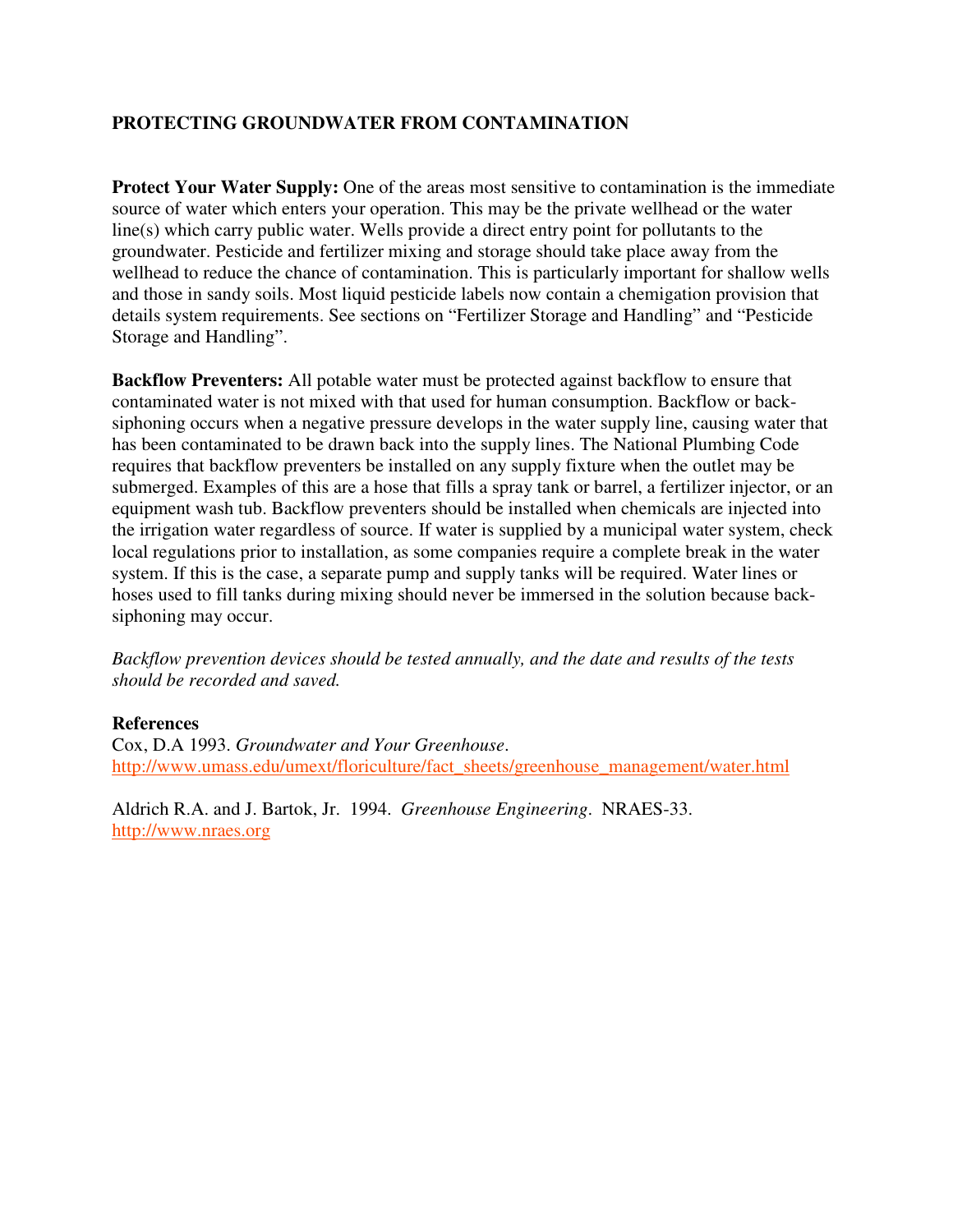## PROTECTING GROUNDWATER FROM CONTAMINATION

**Protect Your Water Supply:** One of the areas most sensitive to contamination is the immediate source of water which enters your operation. This may be the private wellhead or the water line(s) which carry public water. Wells provide a direct entry point for pollutants to the groundwater. Pesticide and fertilizer mixing and storage should take place away from the wellhead to reduce the chance of contamination. This is particularly important for shallow wells and those in sandy soils. Most liquid pesticide labels now contain a chemigation provision that details system requirements. See sections on "Fertilizer Storage and Handling" and "Pesticide Storage and Handling".

**Backflow Preventers:** All potable water must be protected against backflow to ensure that contaminated water is not mixed with that used for human consumption. Backflow or back-siphoning occurs when a negative pressure develops in the water supply line, causing water that has been contaminated to be drawn back into the supply lines. The National Plumbing Code requires that backflow preventers be installed on any supply fixture when the outlet may be submerged. Examples of this are a hose that fills a spray tank or barrel, a fertilizer injector, or an equipment wash tub. Backflow preventers should be installed when chemicals are injected into the irrigation water regardless of source. If water is supplied by a municipal water system, check local regulations prior to installation, as some companies require a complete break in the water system. If this is the case, a separate pump and supply tanks will be required. Water lines or hoses used to fill tanks during mixing should never be immersed in the solution because back-siphoning may occur.

*Backflow prevention devices should be tested annually, and the date and results of the tests should be recorded and saved.*

**References**

Cox, D.A 1993. *Groundwater and Your Greenhouse*.
http://www.umass.edu/umext/floriculture/fact_sheets/greenhouse_management/water.html

Aldrich R.A. and J. Bartok, Jr. 1994. *Greenhouse Engineering*. NRAES-33.
http://www.nraes.org